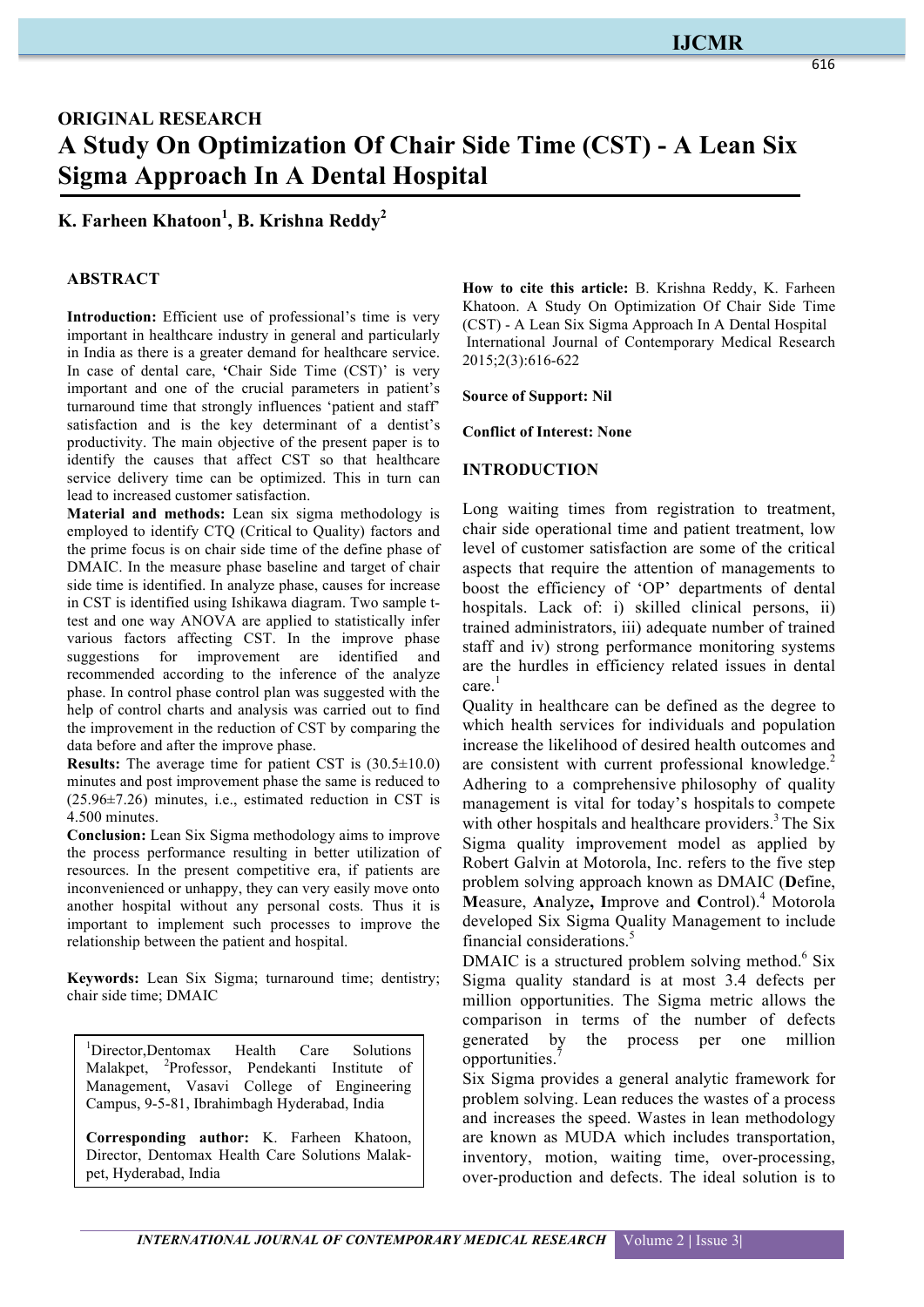ORIGINAL RESEARCH

# A Study On Optimization Of Chair Side Time (CST) - A Lean Six Sigma Approach In A Dental Hospital

**K. Farheen Khatoon[1], B. Krishna Reddy[2]**

## ABSTRACT

**Introduction:** Efficient use of professional's time is very important in healthcare industry in general and particularly in India as there is a greater demand for healthcare service. In case of dental care, **'**Chair Side Time (CST)' is very important and one of the crucial parameters in patient's turnaround time that strongly influences 'patient and staff' satisfaction and is the key determinant of a dentist's productivity. The main objective of the present paper is to identify the causes that affect CST so that healthcare service delivery time can be optimized. This in turn can lead to increased customer satisfaction.

**Material and methods:** Lean six sigma methodology is employed to identify CTQ (Critical to Quality) factors and the prime focus is on chair side time of the define phase of DMAIC. In the measure phase baseline and target of chair side time is identified. In analyze phase, causes for increase in CST is identified using Ishikawa diagram. Two sample t-test and one way ANOVA are applied to statistically infer various factors affecting CST. In the improve phase suggestions for improvement are identified and recommended according to the inference of the analyze phase. In control phase control plan was suggested with the help of control charts and analysis was carried out to find the improvement in the reduction of CST by comparing the data before and after the improve phase.

**Results:** The average time for patient CST is (30.5±10.0) minutes and post improvement phase the same is reduced to (25.96±7.26) minutes, i.e., estimated reduction in CST is 4.500 minutes.

**Conclusion:** Lean Six Sigma methodology aims to improve the process performance resulting in better utilization of resources. In the present competitive era, if patients are inconvenienced or unhappy, they can very easily move onto another hospital without any personal costs. Thus it is important to implement such processes to improve the relationship between the patient and hospital.

**Keywords:** Lean Six Sigma; turnaround time; dentistry; chair side time; DMAIC

[1]Director,Dentomax Health Care Solutions Malakpet, [2]Professor, Pendekanti Institute of Management, Vasavi College of Engineering Campus, 9-5-81, Ibrahimbagh Hyderabad, India

**Corresponding author:** K. Farheen Khatoon, Director, Dentomax Health Care Solutions Malak-pet, Hyderabad, India

**How to cite this article:** B. Krishna Reddy, K. Farheen Khatoon. A Study On Optimization Of Chair Side Time (CST) - A Lean Six Sigma Approach In A Dental Hospital International Journal of Contemporary Medical Research 2015;2(3):616-622

**Source of Support: Nil**

**Conflict of Interest: None**

## INTRODUCTION

Long waiting times from registration to treatment, chair side operational time and patient treatment, low level of customer satisfaction are some of the critical aspects that require the attention of managements to boost the efficiency of 'OP' departments of dental hospitals. Lack of: i) skilled clinical persons, ii) trained administrators, iii) adequate number of trained staff and iv) strong performance monitoring systems are the hurdles in efficiency related issues in dental care.[1]

Quality in healthcare can be defined as the degree to which health services for individuals and population increase the likelihood of desired health outcomes and are consistent with current professional knowledge.[2] Adhering to a comprehensive philosophy of quality management is vital for today's hospitals to compete with other hospitals and healthcare providers.[3] The Six Sigma quality improvement model as applied by Robert Galvin at Motorola, Inc. refers to the five step problem solving approach known as DMAIC (**D**efine, **M**easure, **A**nalyze**, I**mprove and **C**ontrol).[4] Motorola developed Six Sigma Quality Management to include financial considerations.[5]

DMAIC is a structured problem solving method.[6] Six Sigma quality standard is at most 3.4 defects per million opportunities. The Sigma metric allows the comparison in terms of the number of defects generated by the process per one million opportunities.[7]

Six Sigma provides a general analytic framework for problem solving. Lean reduces the wastes of a process and increases the speed. Wastes in lean methodology are known as MUDA which includes transportation, inventory, motion, waiting time, over-processing, over-production and defects. The ideal solution is to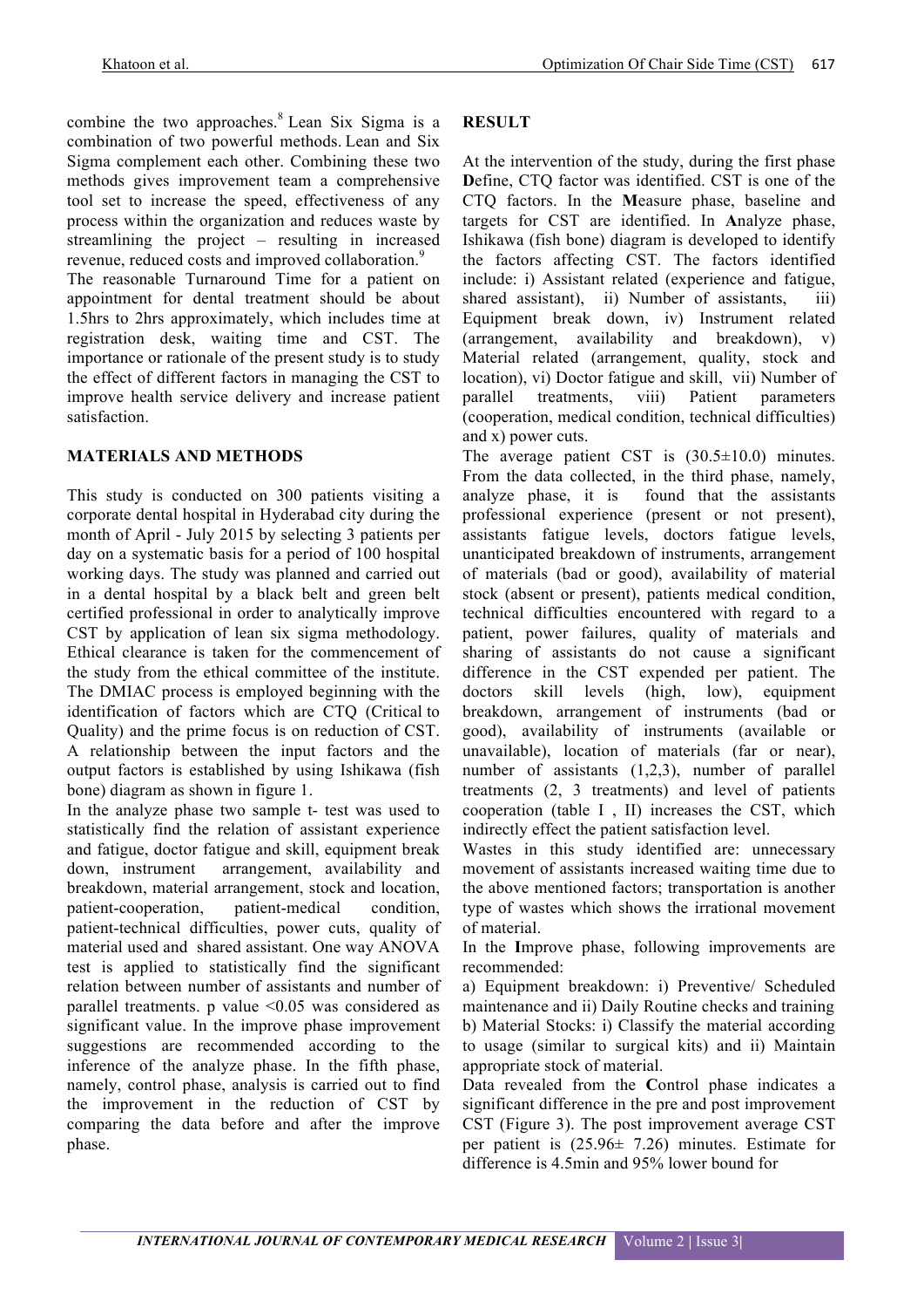combine the two approaches.[8] Lean Six Sigma is a combination of two powerful methods. Lean and Six Sigma complement each other. Combining these two methods gives improvement team a comprehensive tool set to increase the speed, effectiveness of any process within the organization and reduces waste by streamlining the project – resulting in increased revenue, reduced costs and improved collaboration.[9]

The reasonable Turnaround Time for a patient on appointment for dental treatment should be about 1.5hrs to 2hrs approximately, which includes time at registration desk, waiting time and CST. The importance or rationale of the present study is to study the effect of different factors in managing the CST to improve health service delivery and increase patient satisfaction.

## MATERIALS AND METHODS

This study is conducted on 300 patients visiting a corporate dental hospital in Hyderabad city during the month of April - July 2015 by selecting 3 patients per day on a systematic basis for a period of 100 hospital working days. The study was planned and carried out in a dental hospital by a black belt and green belt certified professional in order to analytically improve CST by application of lean six sigma methodology. Ethical clearance is taken for the commencement of the study from the ethical committee of the institute. The DMIAC process is employed beginning with the identification of factors which are CTQ (Critical to Quality) and the prime focus is on reduction of CST. A relationship between the input factors and the output factors is established by using Ishikawa (fish bone) diagram as shown in figure 1.

In the analyze phase two sample t- test was used to statistically find the relation of assistant experience and fatigue, doctor fatigue and skill, equipment break down, instrument arrangement, availability and breakdown, material arrangement, stock and location, patient-cooperation, patient-medical condition, patient-technical difficulties, power cuts, quality of material used and shared assistant. One way ANOVA test is applied to statistically find the significant relation between number of assistants and number of parallel treatments. p value <0.05 was considered as significant value. In the improve phase improvement suggestions are recommended according to the inference of the analyze phase. In the fifth phase, namely, control phase, analysis is carried out to find the improvement in the reduction of CST by comparing the data before and after the improve phase.

## RESULT

At the intervention of the study, during the first phase **D**efine, CTQ factor was identified. CST is one of the CTQ factors. In the **M**easure phase, baseline and targets for CST are identified. In **A**nalyze phase, Ishikawa (fish bone) diagram is developed to identify the factors affecting CST. The factors identified include: i) Assistant related (experience and fatigue, shared assistant), ii) Number of assistants, iii) Equipment break down, iv) Instrument related (arrangement, availability and breakdown), v) Material related (arrangement, quality, stock and location), vi) Doctor fatigue and skill, vii) Number of parallel treatments, viii) Patient parameters (cooperation, medical condition, technical difficulties) and x) power cuts.

The average patient CST is (30.5±10.0) minutes. From the data collected, in the third phase, namely, analyze phase, it is found that the assistants professional experience (present or not present), assistants fatigue levels, doctors fatigue levels, unanticipated breakdown of instruments, arrangement of materials (bad or good), availability of material stock (absent or present), patients medical condition, technical difficulties encountered with regard to a patient, power failures, quality of materials and sharing of assistants do not cause a significant difference in the CST expended per patient. The doctors skill levels (high, low), equipment breakdown, arrangement of instruments (bad or good), availability of instruments (available or unavailable), location of materials (far or near), number of assistants (1,2,3), number of parallel treatments (2, 3 treatments) and level of patients cooperation (table I , II) increases the CST, which indirectly effect the patient satisfaction level.

Wastes in this study identified are: unnecessary movement of assistants increased waiting time due to the above mentioned factors; transportation is another type of wastes which shows the irrational movement of material.

In the **I**mprove phase, following improvements are recommended:

a) Equipment breakdown: i) Preventive/ Scheduled maintenance and ii) Daily Routine checks and training
b) Material Stocks: i) Classify the material according to usage (similar to surgical kits) and ii) Maintain appropriate stock of material.

Data revealed from the **C**ontrol phase indicates a significant difference in the pre and post improvement CST (Figure 3). The post improvement average CST per patient is (25.96± 7.26) minutes. Estimate for difference is 4.5min and 95% lower bound for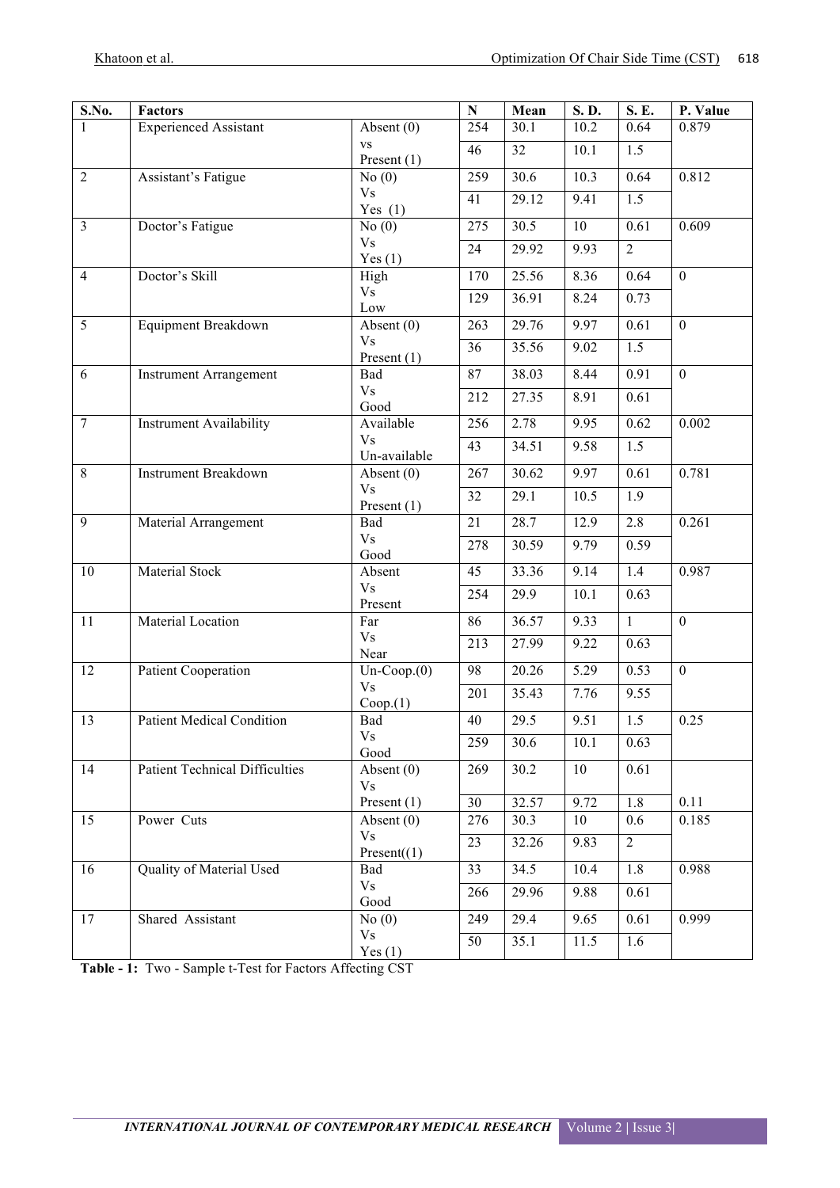| S.No. | Factors | | N | Mean | S. D. | S. E. | P. Value |
|---|---|---|---|---|---|---|---|
| 1 | Experienced Assistant | Absent (0) vs Present (1) | 254 | 30.1 | 10.2 | 0.64 | 0.879 |
| | | | 46 | 32 | 10.1 | 1.5 | |
| 2 | Assistant's Fatigue | No (0) Vs Yes (1) | 259 | 30.6 | 10.3 | 0.64 | 0.812 |
| | | | 41 | 29.12 | 9.41 | 1.5 | |
| 3 | Doctor's Fatigue | No (0) Vs Yes (1) | 275 | 30.5 | 10 | 0.61 | 0.609 |
| | | | 24 | 29.92 | 9.93 | 2 | |
| 4 | Doctor's Skill | High Vs Low | 170 | 25.56 | 8.36 | 0.64 | 0 |
| | | | 129 | 36.91 | 8.24 | 0.73 | |
| 5 | Equipment Breakdown | Absent (0) Vs Present (1) | 263 | 29.76 | 9.97 | 0.61 | 0 |
| | | | 36 | 35.56 | 9.02 | 1.5 | |
| 6 | Instrument Arrangement | Bad Vs Good | 87 | 38.03 | 8.44 | 0.91 | 0 |
| | | | 212 | 27.35 | 8.91 | 0.61 | |
| 7 | Instrument Availability | Available Vs Un-available | 256 | 2.78 | 9.95 | 0.62 | 0.002 |
| | | | 43 | 34.51 | 9.58 | 1.5 | |
| 8 | Instrument Breakdown | Absent (0) Vs Present (1) | 267 | 30.62 | 9.97 | 0.61 | 0.781 |
| | | | 32 | 29.1 | 10.5 | 1.9 | |
| 9 | Material Arrangement | Bad Vs Good | 21 | 28.7 | 12.9 | 2.8 | 0.261 |
| | | | 278 | 30.59 | 9.79 | 0.59 | |
| 10 | Material Stock | Absent Vs Present | 45 | 33.36 | 9.14 | 1.4 | 0.987 |
| | | | 254 | 29.9 | 10.1 | 0.63 | |
| 11 | Material Location | Far Vs Near | 86 | 36.57 | 9.33 | 1 | 0 |
| | | | 213 | 27.99 | 9.22 | 0.63 | |
| 12 | Patient Cooperation | Un-Coop.(0) Vs Coop.(1) | 98 | 20.26 | 5.29 | 0.53 | 0 |
| | | | 201 | 35.43 | 7.76 | 9.55 | |
| 13 | Patient Medical Condition | Bad Vs Good | 40 | 29.5 | 9.51 | 1.5 | 0.25 |
| | | | 259 | 30.6 | 10.1 | 0.63 | |
| 14 | Patient Technical Difficulties | Absent (0) Vs Present (1) | 269 | 30.2 | 10 | 0.61 | |
| | | | 30 | 32.57 | 9.72 | 1.8 | 0.11 |
| 15 | Power Cuts | Absent (0) Vs Present((1) | 276 | 30.3 | 10 | 0.6 | 0.185 |
| | | | 23 | 32.26 | 9.83 | 2 | |
| 16 | Quality of Material Used | Bad Vs Good | 33 | 34.5 | 10.4 | 1.8 | 0.988 |
| | | | 266 | 29.96 | 9.88 | 0.61 | |
| 17 | Shared Assistant | No (0) Vs Yes (1) | 249 | 29.4 | 9.65 | 0.61 | 0.999 |
| | | | 50 | 35.1 | 11.5 | 1.6 | |

**Table - 1:** Two - Sample t-Test for Factors Affecting CST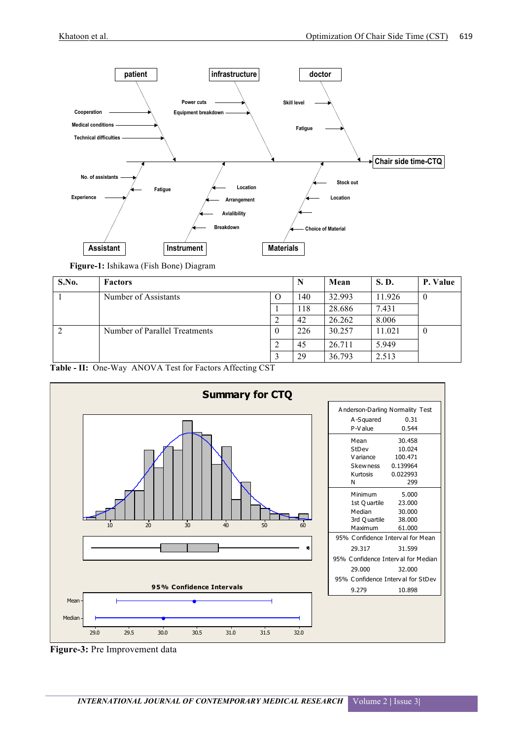Figure-1: Ishikawa (Fish Bone) Diagram

| S.No. | Factors | | N | Mean | S. D. | P. Value |
|---|---|---|---|---|---|---|
| 1 | Number of Assistants | O | 140 | 32.993 | 11.926 | 0 |
| | | 1 | 118 | 28.686 | 7.431 | |
| | | 2 | 42 | 26.262 | 8.006 | |
| 2 | Number of Parallel Treatments | 0 | 226 | 30.257 | 11.021 | 0 |
| | | 2 | 45 | 26.711 | 5.949 | |
| | | 3 | 29 | 36.793 | 2.513 | |

**Table - II:** One-Way ANOVA Test for Factors Affecting CST

**Figure-3:** Pre Improvement data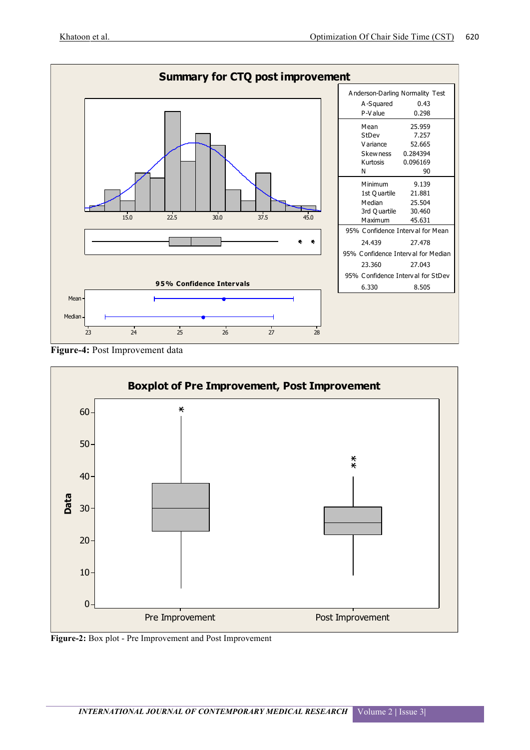**Summary for CTQ post improvement**

| Anderson-Darling Normality Test | |
|---|---|
| A-Squared | 0.43 |
| P-Value | 0.298 |
| Mean | 25.959 |
| StDev | 7.257 |
| Variance | 52.665 |
| Skewness | 0.284394 |
| Kurtosis | 0.096169 |
| N | 90 |
| Minimum | 9.139 |
| 1st Quartile | 21.881 |
| Median | 25.504 |
| 3rd Quartile | 30.460 |
| Maximum | 45.631 |
| 95% Confidence Interval for Mean | |
| 24.439 | 27.478 |
| 95% Confidence Interval for Median | |
| 23.360 | 27.043 |
| 95% Confidence Interval for StDev | |
| 6.330 | 8.505 |

**Figure-4:** Post Improvement data

**Boxplot of Pre Improvement, Post Improvement**

**Figure-2:** Box plot - Pre Improvement and Post Improvement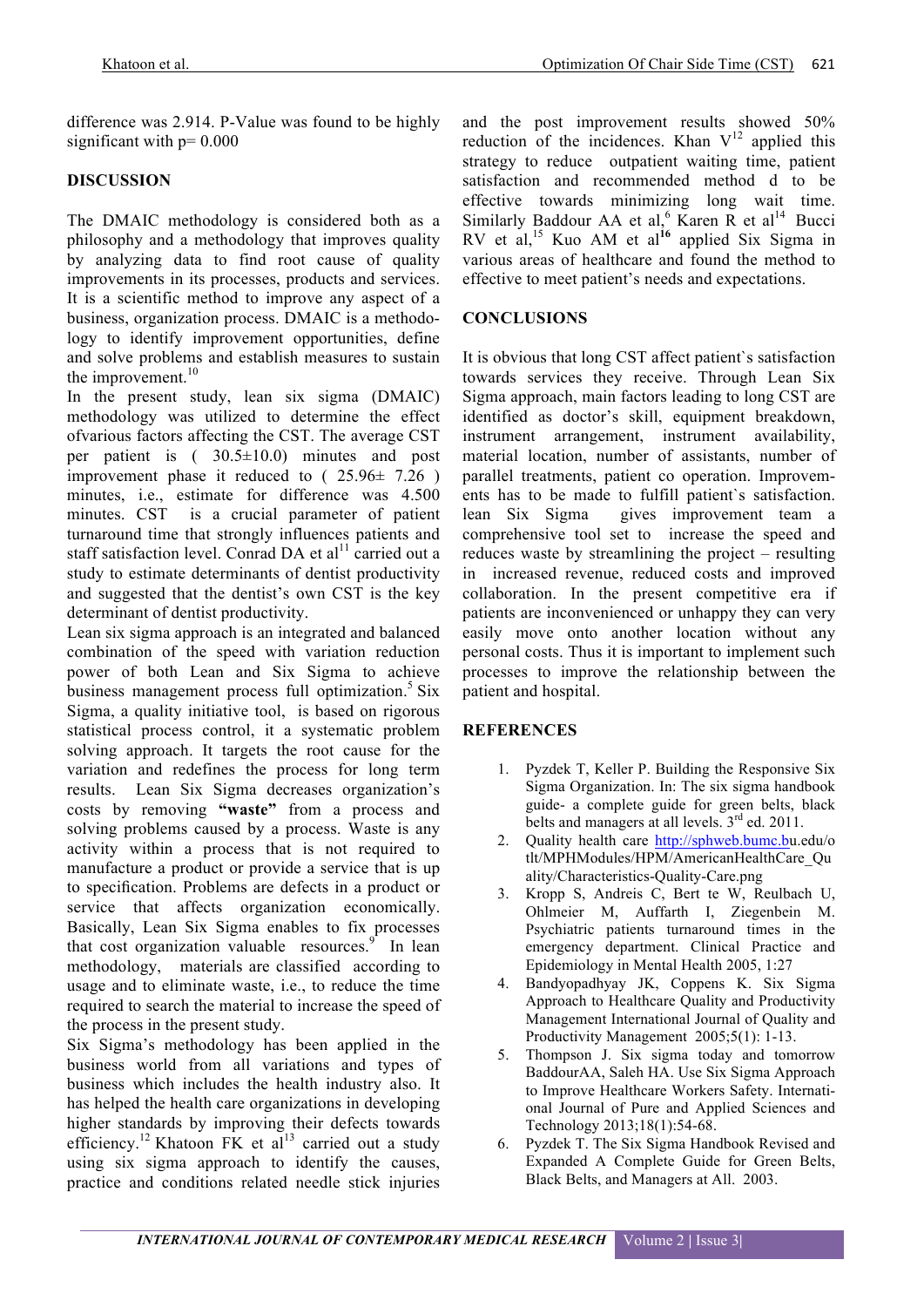difference was 2.914. P-Value was found to be highly significant with p= 0.000

## DISCUSSION

The DMAIC methodology is considered both as a philosophy and a methodology that improves quality by analyzing data to find root cause of quality improvements in its processes, products and services. It is a scientific method to improve any aspect of a business, organization process. DMAIC is a methodology to identify improvement opportunities, define and solve problems and establish measures to sustain the improvement.[10]

In the present study, lean six sigma (DMAIC) methodology was utilized to determine the effect ofvarious factors affecting the CST. The average CST per patient is ( 30.5±10.0) minutes and post improvement phase it reduced to ( 25.96± 7.26 ) minutes, i.e., estimate for difference was 4.500 minutes. CST is a crucial parameter of patient turnaround time that strongly influences patients and staff satisfaction level. Conrad DA et al[11] carried out a study to estimate determinants of dentist productivity and suggested that the dentist's own CST is the key determinant of dentist productivity.

Lean six sigma approach is an integrated and balanced combination of the speed with variation reduction power of both Lean and Six Sigma to achieve business management process full optimization.[5] Six Sigma, a quality initiative tool, is based on rigorous statistical process control, it a systematic problem solving approach. It targets the root cause for the variation and redefines the process for long term results. Lean Six Sigma decreases organization's costs by removing **"waste"** from a process and solving problems caused by a process. Waste is any activity within a process that is not required to manufacture a product or provide a service that is up to specification. Problems are defects in a product or service that affects organization economically. Basically, Lean Six Sigma enables to fix processes that cost organization valuable resources.[9] In lean methodology, materials are classified according to usage and to eliminate waste, i.e., to reduce the time required to search the material to increase the speed of the process in the present study.

Six Sigma's methodology has been applied in the business world from all variations and types of business which includes the health industry also. It has helped the health care organizations in developing higher standards by improving their defects towards efficiency.[12] Khatoon FK et al[13] carried out a study using six sigma approach to identify the causes, practice and conditions related needle stick injuries and the post improvement results showed 50% reduction of the incidences. Khan V[12] applied this strategy to reduce outpatient waiting time, patient satisfaction and recommended method d to be effective towards minimizing long wait time. Similarly Baddour AA et al,[6] Karen R et al[14] Bucci RV et al,[15] Kuo AM et al[16] applied Six Sigma in various areas of healthcare and found the method to effective to meet patient's needs and expectations.

## CONCLUSIONS

It is obvious that long CST affect patient`s satisfaction towards services they receive. Through Lean Six Sigma approach, main factors leading to long CST are identified as doctor's skill, equipment breakdown, instrument arrangement, instrument availability, material location, number of assistants, number of parallel treatments, patient co operation. Improvements has to be made to fulfill patient`s satisfaction. lean Six Sigma gives improvement team a comprehensive tool set to increase the speed and reduces waste by streamlining the project – resulting in increased revenue, reduced costs and improved collaboration. In the present competitive era if patients are inconvenienced or unhappy they can very easily move onto another location without any personal costs. Thus it is important to implement such processes to improve the relationship between the patient and hospital.

## REFERENCES

1. Pyzdek T, Keller P. Building the Responsive Six Sigma Organization. In: The six sigma handbook guide- a complete guide for green belts, black belts and managers at all levels. 3rd ed. 2011.
2. Quality health care http://sphweb.bumc.bu.edu/otlt/MPHModules/HPM/AmericanHealthCare_Quality/Characteristics-Quality-Care.png
3. Kropp S, Andreis C, Bert te W, Reulbach U, Ohlmeier M, Auffarth I, Ziegenbein M. Psychiatric patients turnaround times in the emergency department. Clinical Practice and Epidemiology in Mental Health 2005, 1:27
4. Bandyopadhyay JK, Coppens K. Six Sigma Approach to Healthcare Quality and Productivity Management International Journal of Quality and Productivity Management 2005;5(1): 1-13.
5. Thompson J. Six sigma today and tomorrow BaddourAA, Saleh HA. Use Six Sigma Approach to Improve Healthcare Workers Safety. International Journal of Pure and Applied Sciences and Technology 2013;18(1):54-68.
6. Pyzdek T. The Six Sigma Handbook Revised and Expanded A Complete Guide for Green Belts, Black Belts, and Managers at All. 2003.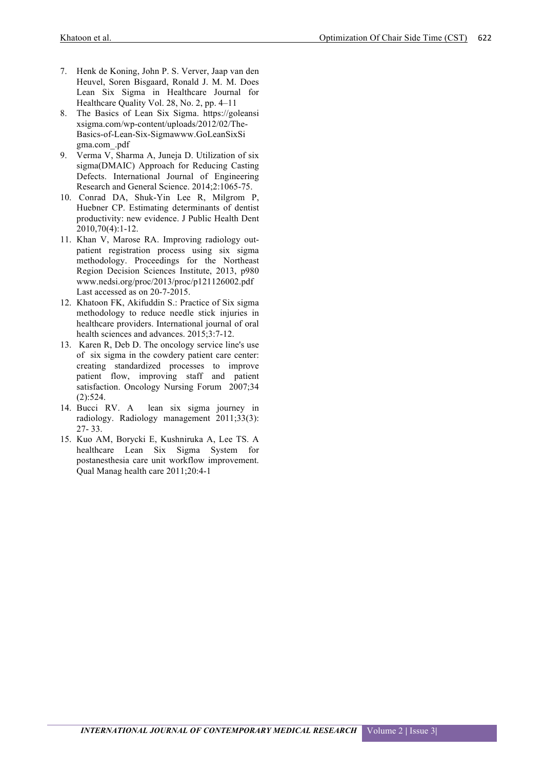7. Henk de Koning, John P. S. Verver, Jaap van den Heuvel, Soren Bisgaard, Ronald J. M. M. Does Lean Six Sigma in Healthcare Journal for Healthcare Quality Vol. 28, No. 2, pp. 4–11
8. The Basics of Lean Six Sigma. https://goleansixsigma.com/wp-content/uploads/2012/02/The-Basics-of-Lean-Six-Sigmawww.GoLeanSixSigma.com_.pdf
9. Verma V, Sharma A, Juneja D. Utilization of six sigma(DMAIC) Approach for Reducing Casting Defects. International Journal of Engineering Research and General Science. 2014;2:1065-75.
10. Conrad DA, Shuk-Yin Lee R, Milgrom P, Huebner CP. Estimating determinants of dentist productivity: new evidence. J Public Health Dent 2010,70(4):1-12.
11. Khan V, Marose RA. Improving radiology out-patient registration process using six sigma methodology. Proceedings for the Northeast Region Decision Sciences Institute, 2013, p980 www.nedsi.org/proc/2013/proc/p121126002.pdf Last accessed as on 20-7-2015.
12. Khatoon FK, Akifuddin S.: Practice of Six sigma methodology to reduce needle stick injuries in healthcare providers. International journal of oral health sciences and advances. 2015;3:7-12.
13. Karen R, Deb D. The oncology service line's use of six sigma in the cowdery patient care center: creating standardized processes to improve patient flow, improving staff and patient satisfaction. Oncology Nursing Forum 2007;34 (2):524.
14. Bucci RV. A lean six sigma journey in radiology. Radiology management 2011;33(3): 27- 33.
15. Kuo AM, Borycki E, Kushniruka A, Lee TS. A healthcare Lean Six Sigma System for postanesthesia care unit workflow improvement. Qual Manag health care 2011;20:4-1